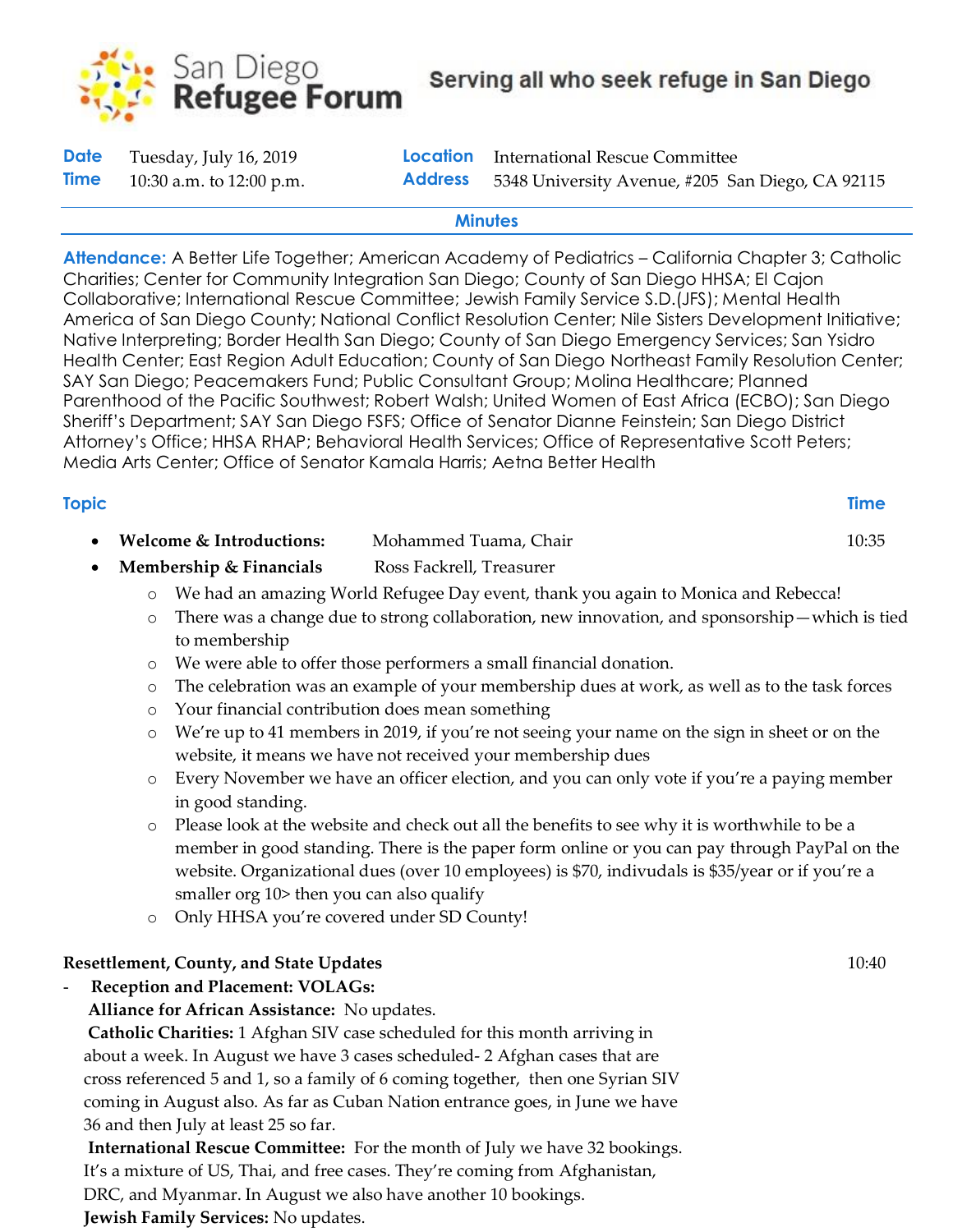# San Diego Refugee Forum

**Serving all who seek refuge in San Diego**

| | | | |
|---|---|---|---|
| **Date** | Tuesday, July 16, 2019 | **Location** | International Rescue Committee |
| **Time** | 10:30 a.m. to 12:00 p.m. | **Address** | 5348 University Avenue, #205 San Diego, CA 92115 |

## Minutes

**Attendance:** A Better Life Together; American Academy of Pediatrics – California Chapter 3; Catholic Charities; Center for Community Integration San Diego; County of San Diego HHSA; El Cajon Collaborative; International Rescue Committee; Jewish Family Service S.D.(JFS); Mental Health America of San Diego County; National Conflict Resolution Center; Nile Sisters Development Initiative; Native Interpreting; Border Health San Diego; County of San Diego Emergency Services; San Ysidro Health Center; East Region Adult Education; County of San Diego Northeast Family Resolution Center; SAY San Diego; Peacemakers Fund; Public Consultant Group; Molina Healthcare; Planned Parenthood of the Pacific Southwest; Robert Walsh; United Women of East Africa (ECBO); San Diego Sheriff's Department; SAY San Diego FSFS; Office of Senator Dianne Feinstein; San Diego District Attorney's Office; HHSA RHAP; Behavioral Health Services; Office of Representative Scott Peters; Media Arts Center; Office of Senator Kamala Harris; Aetna Better Health

| Topic | | Time |
|---|---|---|
| • **Welcome & Introductions:** | Mohammed Tuama, Chair | 10:35 |
| • **Membership & Financials** | Ross Fackrell, Treasurer | |

- We had an amazing World Refugee Day event, thank you again to Monica and Rebecca!
- There was a change due to strong collaboration, new innovation, and sponsorship—which is tied to membership
- We were able to offer those performers a small financial donation.
- The celebration was an example of your membership dues at work, as well as to the task forces
- Your financial contribution does mean something
- We're up to 41 members in 2019, if you're not seeing your name on the sign in sheet or on the website, it means we have not received your membership dues
- Every November we have an officer election, and you can only vote if you're a paying member in good standing.
- Please look at the website and check out all the benefits to see why it is worthwhile to be a member in good standing. There is the paper form online or you can pay through PayPal on the website. Organizational dues (over 10 employees) is $70, indivduals is $35/year or if you're a smaller org 10> then you can also qualify
- Only HHSA you're covered under SD County!

**Resettlement, County, and State Updates** 10:40

- **Reception and Placement: VOLAGs:**

**Alliance for African Assistance:** No updates.

**Catholic Charities:** 1 Afghan SIV case scheduled for this month arriving in about a week. In August we have 3 cases scheduled- 2 Afghan cases that are cross referenced 5 and 1, so a family of 6 coming together, then one Syrian SIV coming in August also. As far as Cuban Nation entrance goes, in June we have 36 and then July at least 25 so far.

**International Rescue Committee:** For the month of July we have 32 bookings. It's a mixture of US, Thai, and free cases. They're coming from Afghanistan, DRC, and Myanmar. In August we also have another 10 bookings.

**Jewish Family Services:** No updates.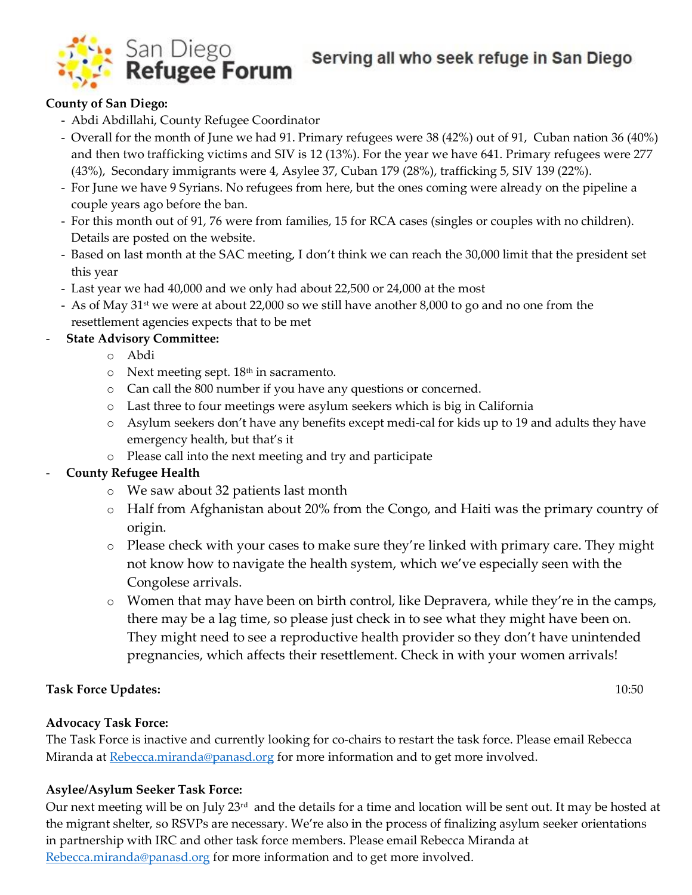**County of San Diego:**

- Abdi Abdillahi, County Refugee Coordinator
- Overall for the month of June we had 91. Primary refugees were 38 (42%) out of 91, Cuban nation 36 (40%) and then two trafficking victims and SIV is 12 (13%). For the year we have 641. Primary refugees were 277 (43%), Secondary immigrants were 4, Asylee 37, Cuban 179 (28%), trafficking 5, SIV 139 (22%).
- For June we have 9 Syrians. No refugees from here, but the ones coming were already on the pipeline a couple years ago before the ban.
- For this month out of 91, 76 were from families, 15 for RCA cases (singles or couples with no children). Details are posted on the website.
- Based on last month at the SAC meeting, I don't think we can reach the 30,000 limit that the president set this year
- Last year we had 40,000 and we only had about 22,500 or 24,000 at the most
- As of May 31st we were at about 22,000 so we still have another 8,000 to go and no one from the resettlement agencies expects that to be met

- **State Advisory Committee:**
  - Abdi
  - Next meeting sept. 18th in sacramento.
  - Can call the 800 number if you have any questions or concerned.
  - Last three to four meetings were asylum seekers which is big in California
  - Asylum seekers don't have any benefits except medi-cal for kids up to 19 and adults they have emergency health, but that's it
  - Please call into the next meeting and try and participate
- **County Refugee Health**
  - We saw about 32 patients last month
  - Half from Afghanistan about 20% from the Congo, and Haiti was the primary country of origin.
  - Please check with your cases to make sure they're linked with primary care. They might not know how to navigate the health system, which we've especially seen with the Congolese arrivals.
  - Women that may have been on birth control, like Depravera, while they're in the camps, there may be a lag time, so please just check in to see what they might have been on. They might need to see a reproductive health provider so they don't have unintended pregnancies, which affects their resettlement. Check in with your women arrivals!

**Task Force Updates:** 10:50

**Advocacy Task Force:**

The Task Force is inactive and currently looking for co-chairs to restart the task force. Please email Rebecca Miranda at Rebecca.miranda@panasd.org for more information and to get more involved.

**Asylee/Asylum Seeker Task Force:**

Our next meeting will be on July 23rd and the details for a time and location will be sent out. It may be hosted at the migrant shelter, so RSVPs are necessary. We're also in the process of finalizing asylum seeker orientations in partnership with IRC and other task force members. Please email Rebecca Miranda at Rebecca.miranda@panasd.org for more information and to get more involved.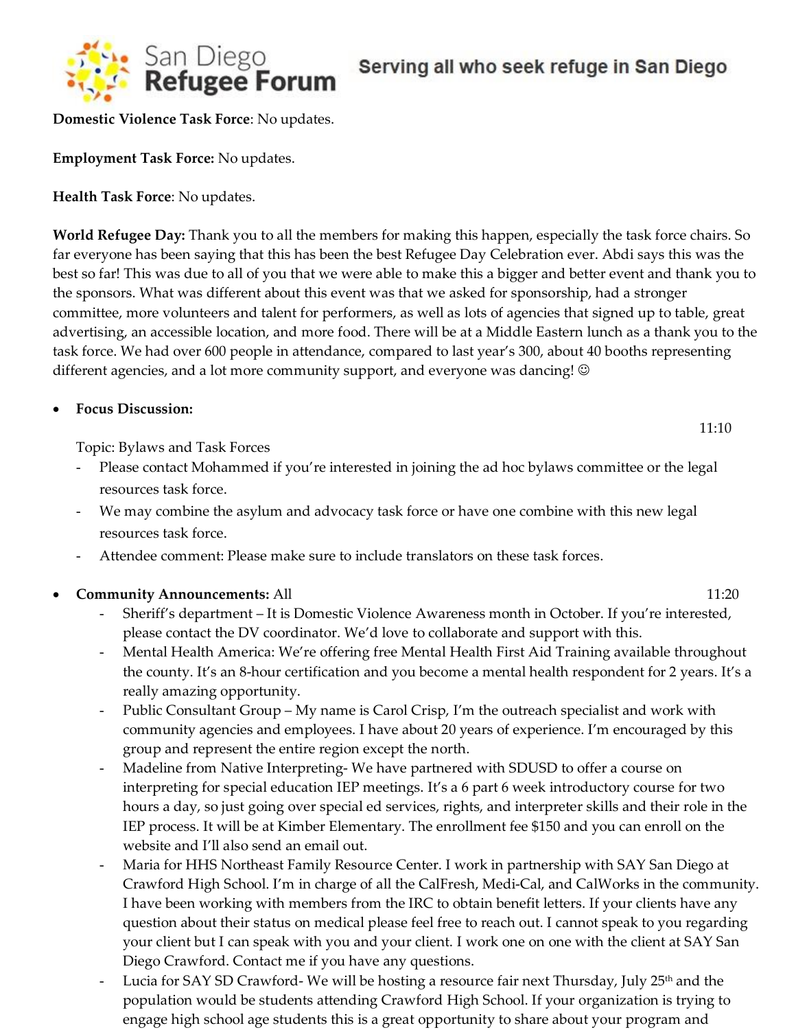**Domestic Violence Task Force**: No updates.

**Employment Task Force:** No updates.

**Health Task Force**: No updates.

**World Refugee Day:** Thank you to all the members for making this happen, especially the task force chairs. So far everyone has been saying that this has been the best Refugee Day Celebration ever. Abdi says this was the best so far! This was due to all of you that we were able to make this a bigger and better event and thank you to the sponsors. What was different about this event was that we asked for sponsorship, had a stronger committee, more volunteers and talent for performers, as well as lots of agencies that signed up to table, great advertising, an accessible location, and more food. There will be at a Middle Eastern lunch as a thank you to the task force. We had over 600 people in attendance, compared to last year's 300, about 40 booths representing different agencies, and a lot more community support, and everyone was dancing! ☺

- **Focus Discussion:** 11:10

  Topic: Bylaws and Task Forces
  - Please contact Mohammed if you're interested in joining the ad hoc bylaws committee or the legal resources task force.
  - We may combine the asylum and advocacy task force or have one combine with this new legal resources task force.
  - Attendee comment: Please make sure to include translators on these task forces.

- **Community Announcements:** All 11:20
  - Sheriff's department – It is Domestic Violence Awareness month in October. If you're interested, please contact the DV coordinator. We'd love to collaborate and support with this.
  - Mental Health America: We're offering free Mental Health First Aid Training available throughout the county. It's an 8-hour certification and you become a mental health respondent for 2 years. It's a really amazing opportunity.
  - Public Consultant Group – My name is Carol Crisp, I'm the outreach specialist and work with community agencies and employees. I have about 20 years of experience. I'm encouraged by this group and represent the entire region except the north.
  - Madeline from Native Interpreting- We have partnered with SDUSD to offer a course on interpreting for special education IEP meetings. It's a 6 part 6 week introductory course for two hours a day, so just going over special ed services, rights, and interpreter skills and their role in the IEP process. It will be at Kimber Elementary. The enrollment fee $150 and you can enroll on the website and I'll also send an email out.
  - Maria for HHS Northeast Family Resource Center. I work in partnership with SAY San Diego at Crawford High School. I'm in charge of all the CalFresh, Medi-Cal, and CalWorks in the community. I have been working with members from the IRC to obtain benefit letters. If your clients have any question about their status on medical please feel free to reach out. I cannot speak to you regarding your client but I can speak with you and your client. I work one on one with the client at SAY San Diego Crawford. Contact me if you have any questions.
  - Lucia for SAY SD Crawford- We will be hosting a resource fair next Thursday, July 25th and the population would be students attending Crawford High School. If your organization is trying to engage high school age students this is a great opportunity to share about your program and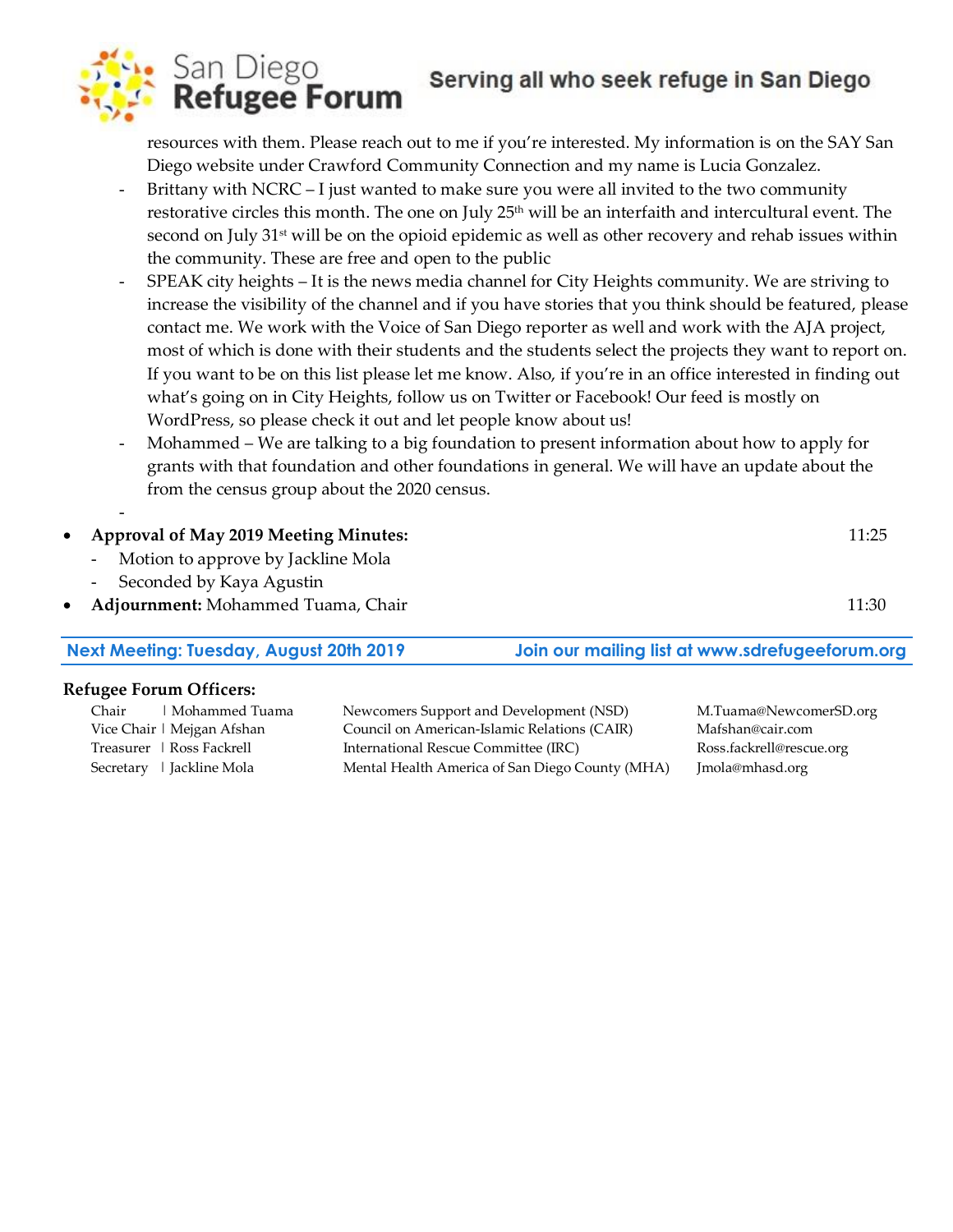resources with them. Please reach out to me if you're interested. My information is on the SAY San Diego website under Crawford Community Connection and my name is Lucia Gonzalez.

- Brittany with NCRC – I just wanted to make sure you were all invited to the two community restorative circles this month. The one on July 25th will be an interfaith and intercultural event. The second on July 31st will be on the opioid epidemic as well as other recovery and rehab issues within the community. These are free and open to the public
- SPEAK city heights – It is the news media channel for City Heights community. We are striving to increase the visibility of the channel and if you have stories that you think should be featured, please contact me. We work with the Voice of San Diego reporter as well and work with the AJA project, most of which is done with their students and the students select the projects they want to report on. If you want to be on this list please let me know. Also, if you're in an office interested in finding out what's going on in City Heights, follow us on Twitter or Facebook! Our feed is mostly on WordPress, so please check it out and let people know about us!
- Mohammed – We are talking to a big foundation to present information about how to apply for grants with that foundation and other foundations in general. We will have an update about the from the census group about the 2020 census.
-

- **Approval of May 2019 Meeting Minutes:** 11:25
  - Motion to approve by Jackline Mola
  - Seconded by Kaya Agustin
- **Adjournment:** Mohammed Tuama, Chair 11:30

**Next Meeting: Tuesday, August 20th 2019** | **Join our mailing list at www.sdrefugeeforum.org**

**Refugee Forum Officers:**

| | | | |
|---|---|---|---|
| Chair | Mohammed Tuama | Newcomers Support and Development (NSD) | M.Tuama@NewcomerSD.org |
| Vice Chair | Mejgan Afshan | Council on American-Islamic Relations (CAIR) | Mafshan@cair.com |
| Treasurer | Ross Fackrell | International Rescue Committee (IRC) | Ross.fackrell@rescue.org |
| Secretary | Jackline Mola | Mental Health America of San Diego County (MHA) | Jmola@mhasd.org |